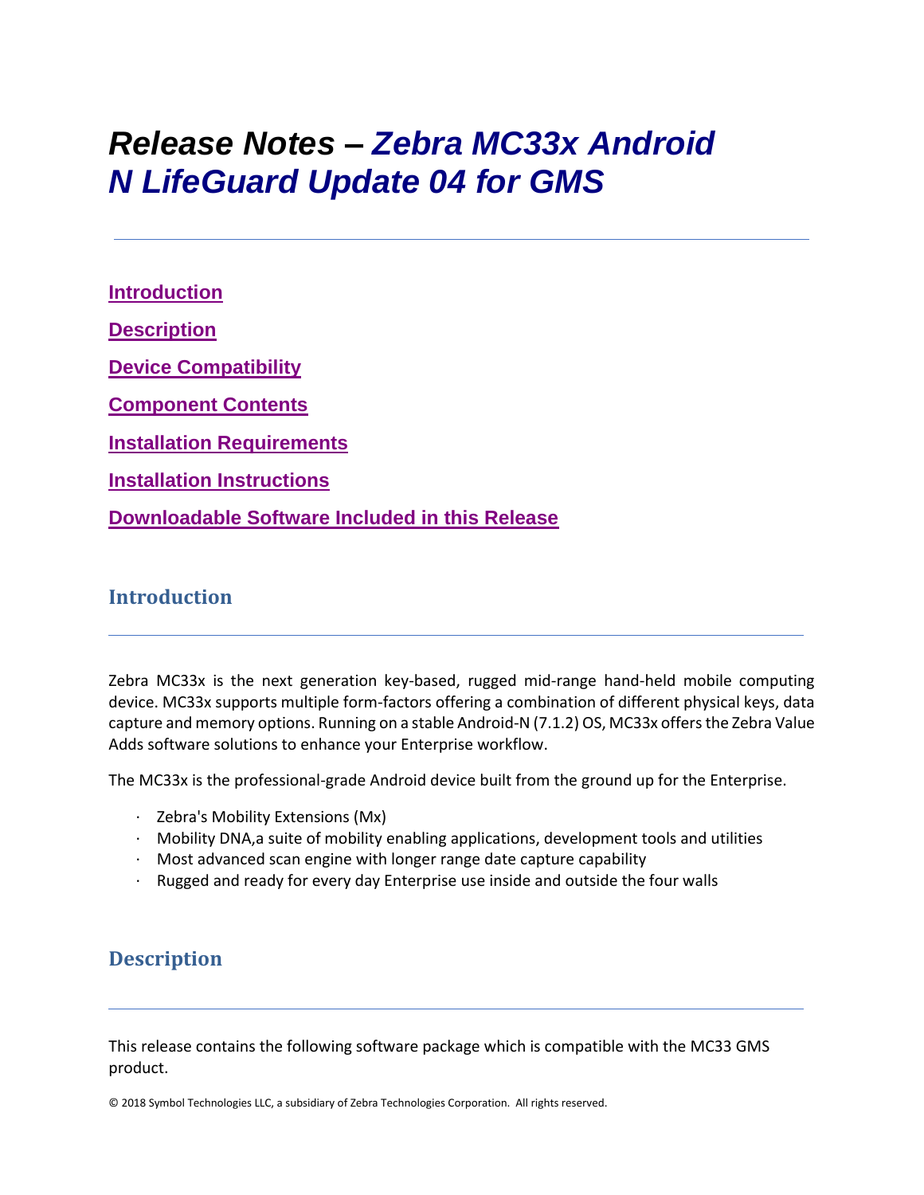# *Release Notes – Zebra MC33x Android N LifeGuard Update 04 for GMS*

[Introduction](#introduction)

[Description](#description)

[Device Compatibility](#device-compatibility)

[Component Contents](#component-contents)

[Installation Requirements](#installation-requirements)

[Installation Instructions](#installation-instructions)

[Downloadable Software Included in this Release](#downloadable-software-included-in-this-release)

## Introduction

Zebra MC33x is the next generation key-based, rugged mid-range hand-held mobile computing device. MC33x supports multiple form-factors offering a combination of different physical keys, data capture and memory options. Running on a stable Android-N (7.1.2) OS, MC33x offers the Zebra Value Adds software solutions to enhance your Enterprise workflow.

The MC33x is the professional-grade Android device built from the ground up for the Enterprise.

- Zebra's Mobility Extensions (Mx)
- Mobility DNA,a suite of mobility enabling applications, development tools and utilities
- Most advanced scan engine with longer range date capture capability
- Rugged and ready for every day Enterprise use inside and outside the four walls

## Description

This release contains the following software package which is compatible with the MC33 GMS product.

© 2018 Symbol Technologies LLC, a subsidiary of Zebra Technologies Corporation. All rights reserved.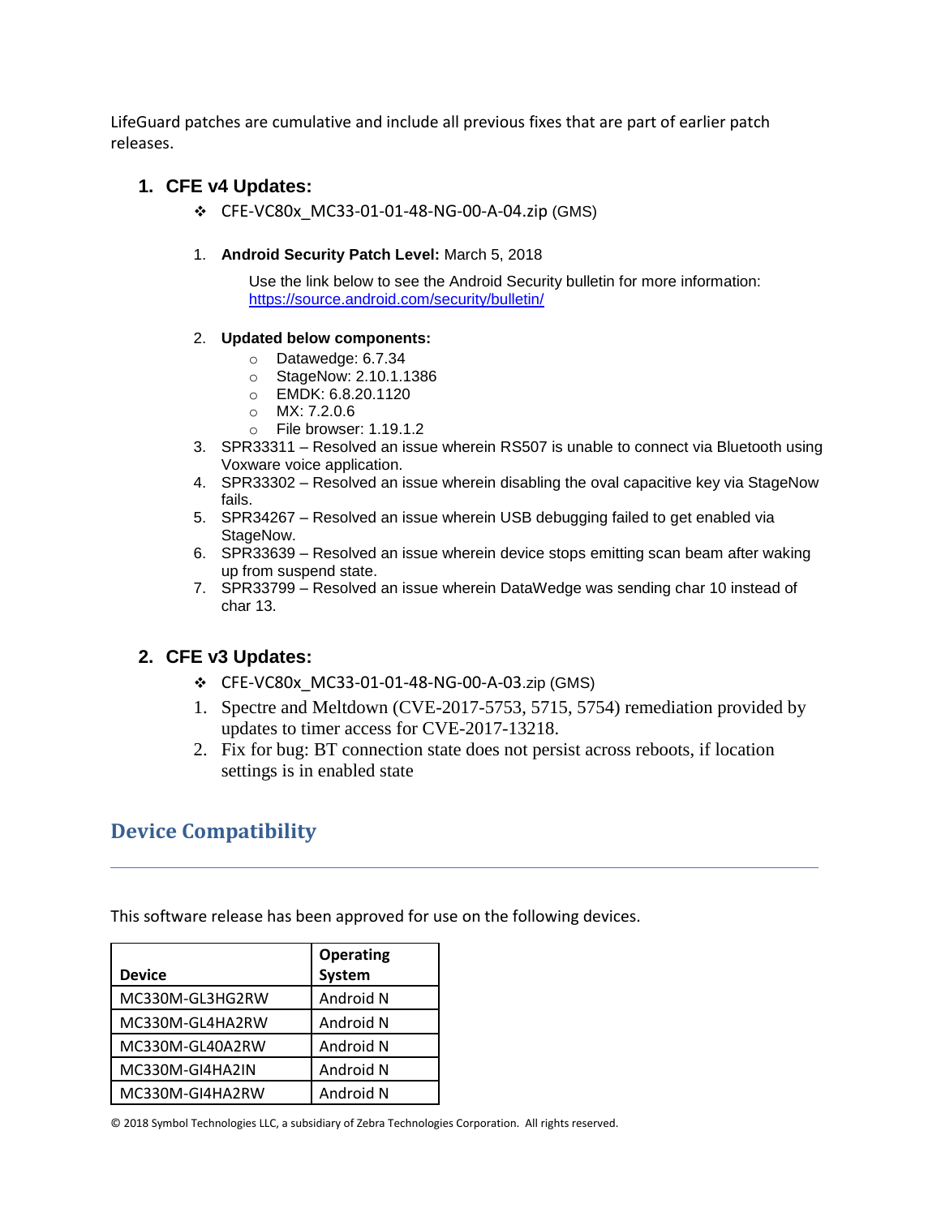LifeGuard patches are cumulative and include all previous fixes that are part of earlier patch releases.

## 1. CFE v4 Updates:

- ❖ CFE-VC80x_MC33-01-01-48-NG-00-A-04.zip (GMS)

1. **Android Security Patch Level:** March 5, 2018

   Use the link below to see the Android Security bulletin for more information: https://source.android.com/security/bulletin/

2. **Updated below components:**
   - Datawedge: 6.7.34
   - StageNow: 2.10.1.1386
   - EMDK: 6.8.20.1120
   - MX: 7.2.0.6
   - File browser: 1.19.1.2
3. SPR33311 – Resolved an issue wherein RS507 is unable to connect via Bluetooth using Voxware voice application.
4. SPR33302 – Resolved an issue wherein disabling the oval capacitive key via StageNow fails.
5. SPR34267 – Resolved an issue wherein USB debugging failed to get enabled via StageNow.
6. SPR33639 – Resolved an issue wherein device stops emitting scan beam after waking up from suspend state.
7. SPR33799 – Resolved an issue wherein DataWedge was sending char 10 instead of char 13.

## 2. CFE v3 Updates:

- ❖ CFE-VC80x_MC33-01-01-48-NG-00-A-03.zip (GMS)

1. Spectre and Meltdown (CVE-2017-5753, 5715, 5754) remediation provided by updates to timer access for CVE-2017-13218.
2. Fix for bug: BT connection state does not persist across reboots, if location settings is in enabled state

# Device Compatibility

This software release has been approved for use on the following devices.

| Device | Operating System |
|---|---|
| MC330M-GL3HG2RW | Android N |
| MC330M-GL4HA2RW | Android N |
| MC330M-GL40A2RW | Android N |
| MC330M-GI4HA2IN | Android N |
| MC330M-GI4HA2RW | Android N |

© 2018 Symbol Technologies LLC, a subsidiary of Zebra Technologies Corporation. All rights reserved.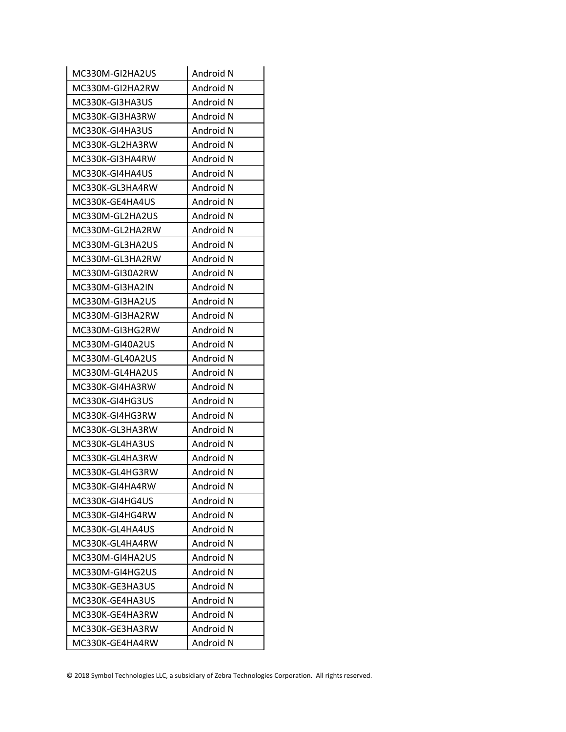| MC330M-GI2HA2US | Android N |
| --- | --- |
| MC330M-GI2HA2RW | Android N |
| MC330K-GI3HA3US | Android N |
| MC330K-GI3HA3RW | Android N |
| MC330K-GI4HA3US | Android N |
| MC330K-GL2HA3RW | Android N |
| MC330K-GI3HA4RW | Android N |
| MC330K-GI4HA4US | Android N |
| MC330K-GL3HA4RW | Android N |
| MC330K-GE4HA4US | Android N |
| MC330M-GL2HA2US | Android N |
| MC330M-GL2HA2RW | Android N |
| MC330M-GL3HA2US | Android N |
| MC330M-GL3HA2RW | Android N |
| MC330M-GI30A2RW | Android N |
| MC330M-GI3HA2IN | Android N |
| MC330M-GI3HA2US | Android N |
| MC330M-GI3HA2RW | Android N |
| MC330M-GI3HG2RW | Android N |
| MC330M-GI40A2US | Android N |
| MC330M-GL40A2US | Android N |
| MC330M-GL4HA2US | Android N |
| MC330K-GI4HA3RW | Android N |
| MC330K-GI4HG3US | Android N |
| MC330K-GI4HG3RW | Android N |
| MC330K-GL3HA3RW | Android N |
| MC330K-GL4HA3US | Android N |
| MC330K-GL4HA3RW | Android N |
| MC330K-GL4HG3RW | Android N |
| MC330K-GI4HA4RW | Android N |
| MC330K-GI4HG4US | Android N |
| MC330K-GI4HG4RW | Android N |
| MC330K-GL4HA4US | Android N |
| MC330K-GL4HA4RW | Android N |
| MC330M-GI4HA2US | Android N |
| MC330M-GI4HG2US | Android N |
| MC330K-GE3HA3US | Android N |
| MC330K-GE4HA3US | Android N |
| MC330K-GE4HA3RW | Android N |
| MC330K-GE3HA3RW | Android N |
| MC330K-GE4HA4RW | Android N |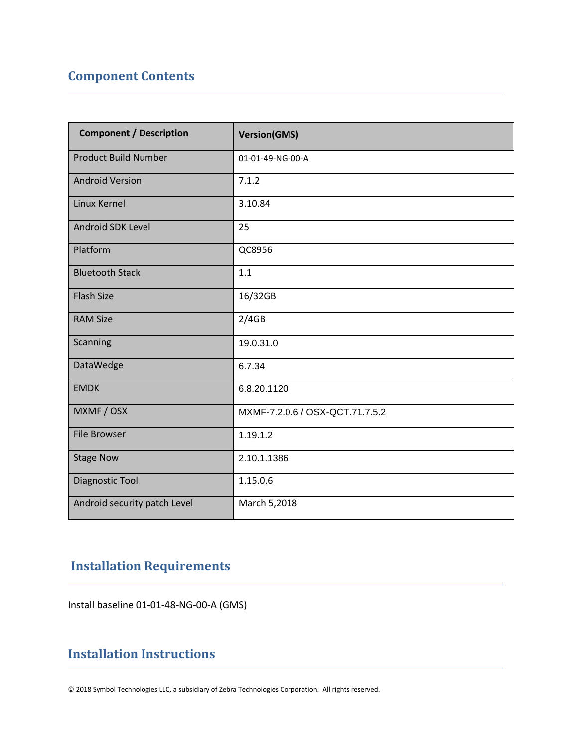## Component Contents

| Component / Description | Version(GMS) |
| --- | --- |
| Product Build Number | 01-01-49-NG-00-A |
| Android Version | 7.1.2 |
| Linux Kernel | 3.10.84 |
| Android SDK Level | 25 |
| Platform | QC8956 |
| Bluetooth Stack | 1.1 |
| Flash Size | 16/32GB |
| RAM Size | 2/4GB |
| Scanning | 19.0.31.0 |
| DataWedge | 6.7.34 |
| EMDK | 6.8.20.1120 |
| MXMF / OSX | MXMF-7.2.0.6 / OSX-QCT.71.7.5.2 |
| File Browser | 1.19.1.2 |
| Stage Now | 2.10.1.1386 |
| Diagnostic Tool | 1.15.0.6 |
| Android security patch Level | March 5,2018 |

## Installation Requirements

Install baseline 01-01-48-NG-00-A (GMS)

## Installation Instructions

© 2018 Symbol Technologies LLC, a subsidiary of Zebra Technologies Corporation. All rights reserved.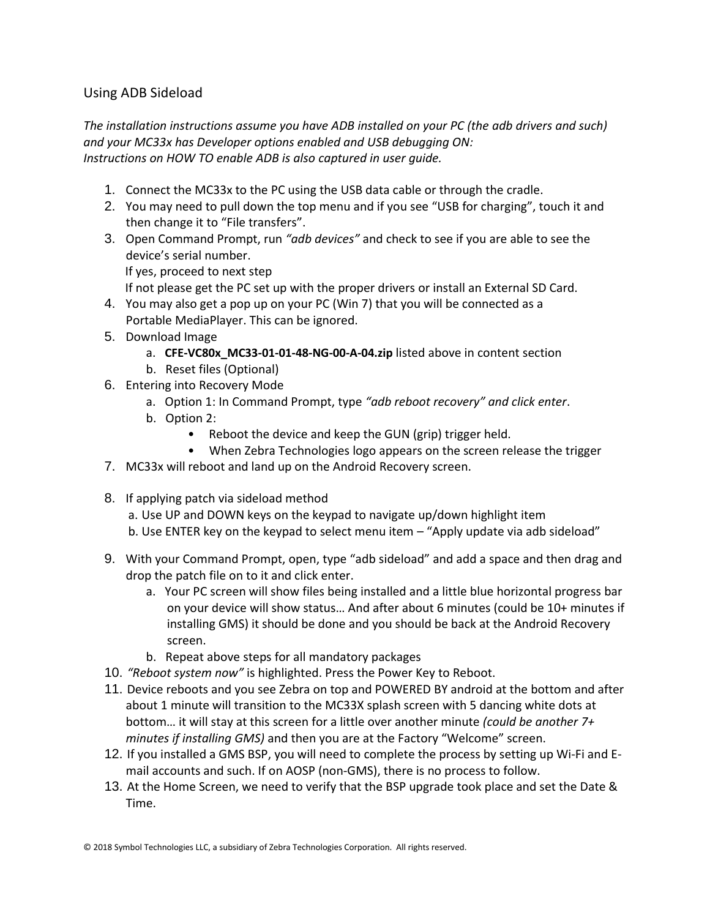## Using ADB Sideload

*The installation instructions assume you have ADB installed on your PC (the adb drivers and such) and your MC33x has Developer options enabled and USB debugging ON: Instructions on HOW TO enable ADB is also captured in user guide.*

1. Connect the MC33x to the PC using the USB data cable or through the cradle.
2. You may need to pull down the top menu and if you see “USB for charging”, touch it and then change it to “File transfers”.
3. Open Command Prompt, run *“adb devices”* and check to see if you are able to see the device’s serial number.
   If yes, proceed to next step
   If not please get the PC set up with the proper drivers or install an External SD Card.
4. You may also get a pop up on your PC (Win 7) that you will be connected as a Portable MediaPlayer. This can be ignored.
5. Download Image
   a. **CFE-VC80x_MC33-01-01-48-NG-00-A-04.zip** listed above in content section
   b. Reset files (Optional)
6. Entering into Recovery Mode
   a. Option 1: In Command Prompt, type *“adb reboot recovery” and click enter*.
   b. Option 2:
      - Reboot the device and keep the GUN (grip) trigger held.
      - When Zebra Technologies logo appears on the screen release the trigger
7. MC33x will reboot and land up on the Android Recovery screen.
8. If applying patch via sideload method
   a. Use UP and DOWN keys on the keypad to navigate up/down highlight item
   b. Use ENTER key on the keypad to select menu item – “Apply update via adb sideload”
9. With your Command Prompt, open, type “adb sideload” and add a space and then drag and drop the patch file on to it and click enter.
   a. Your PC screen will show files being installed and a little blue horizontal progress bar on your device will show status… And after about 6 minutes (could be 10+ minutes if installing GMS) it should be done and you should be back at the Android Recovery screen.
   b. Repeat above steps for all mandatory packages
10. *“Reboot system now”* is highlighted. Press the Power Key to Reboot.
11. Device reboots and you see Zebra on top and POWERED BY android at the bottom and after about 1 minute will transition to the MC33X splash screen with 5 dancing white dots at bottom… it will stay at this screen for a little over another minute *(could be another 7+ minutes if installing GMS)* and then you are at the Factory “Welcome” screen.
12. If you installed a GMS BSP, you will need to complete the process by setting up Wi-Fi and E-mail accounts and such. If on AOSP (non-GMS), there is no process to follow.
13. At the Home Screen, we need to verify that the BSP upgrade took place and set the Date & Time.

© 2018 Symbol Technologies LLC, a subsidiary of Zebra Technologies Corporation. All rights reserved.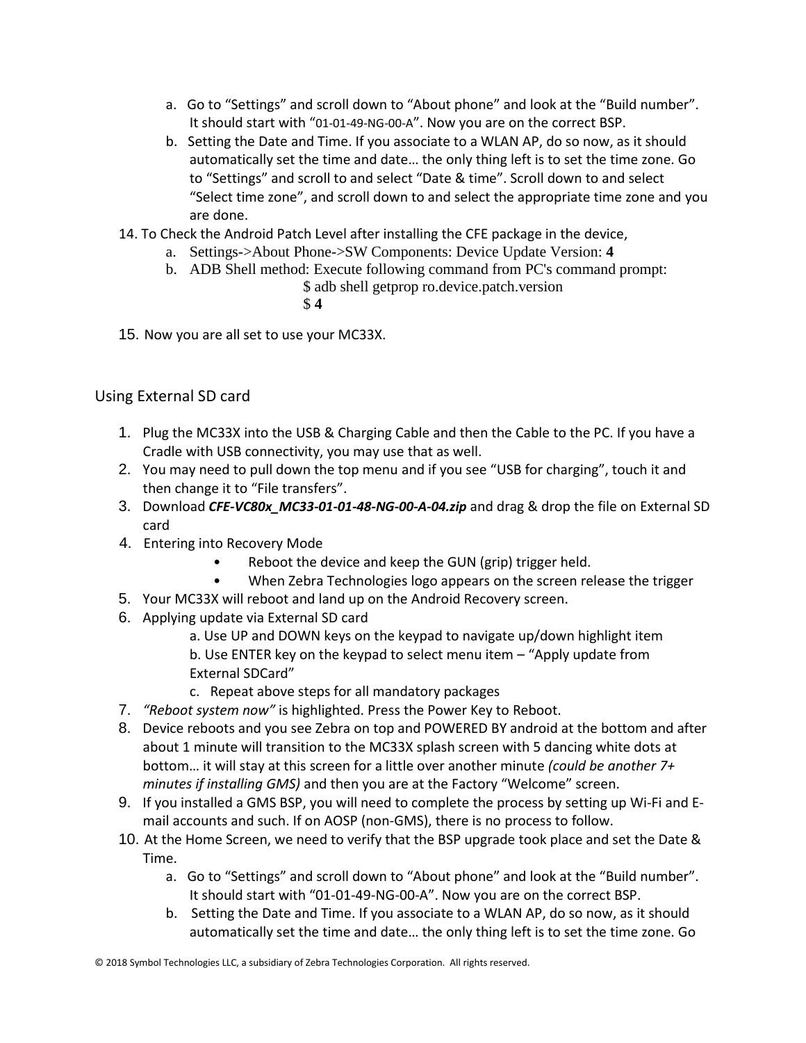a. Go to “Settings” and scroll down to “About phone” and look at the “Build number”. It should start with “01-01-49-NG-00-A”. Now you are on the correct BSP.
b. Setting the Date and Time. If you associate to a WLAN AP, do so now, as it should automatically set the time and date… the only thing left is to set the time zone. Go to “Settings” and scroll to and select “Date & time”. Scroll down to and select “Select time zone”, and scroll down to and select the appropriate time zone and you are done.

14. To Check the Android Patch Level after installing the CFE package in the device,
    a. Settings->About Phone->SW Components: Device Update Version: **4**
    b. ADB Shell method: Execute following command from PC's command prompt:
       $ adb shell getprop ro.device.patch.version
       $ **4**

15. Now you are all set to use your MC33X.

## Using External SD card

1. Plug the MC33X into the USB & Charging Cable and then the Cable to the PC. If you have a Cradle with USB connectivity, you may use that as well.
2. You may need to pull down the top menu and if you see “USB for charging”, touch it and then change it to “File transfers”.
3. Download ***CFE-VC80x_MC33-01-01-48-NG-00-A-04.zip*** and drag & drop the file on External SD card
4. Entering into Recovery Mode
   - Reboot the device and keep the GUN (grip) trigger held.
   - When Zebra Technologies logo appears on the screen release the trigger
5. Your MC33X will reboot and land up on the Android Recovery screen.
6. Applying update via External SD card
   a. Use UP and DOWN keys on the keypad to navigate up/down highlight item
   b. Use ENTER key on the keypad to select menu item – “Apply update from External SDCard”
   c. Repeat above steps for all mandatory packages
7. *“Reboot system now”* is highlighted. Press the Power Key to Reboot.
8. Device reboots and you see Zebra on top and POWERED BY android at the bottom and after about 1 minute will transition to the MC33X splash screen with 5 dancing white dots at bottom… it will stay at this screen for a little over another minute *(could be another 7+ minutes if installing GMS)* and then you are at the Factory “Welcome” screen.
9. If you installed a GMS BSP, you will need to complete the process by setting up Wi-Fi and E-mail accounts and such. If on AOSP (non-GMS), there is no process to follow.
10. At the Home Screen, we need to verify that the BSP upgrade took place and set the Date & Time.
    a. Go to “Settings” and scroll down to “About phone” and look at the “Build number”. It should start with “01-01-49-NG-00-A”. Now you are on the correct BSP.
    b. Setting the Date and Time. If you associate to a WLAN AP, do so now, as it should automatically set the time and date… the only thing left is to set the time zone. Go

© 2018 Symbol Technologies LLC, a subsidiary of Zebra Technologies Corporation. All rights reserved.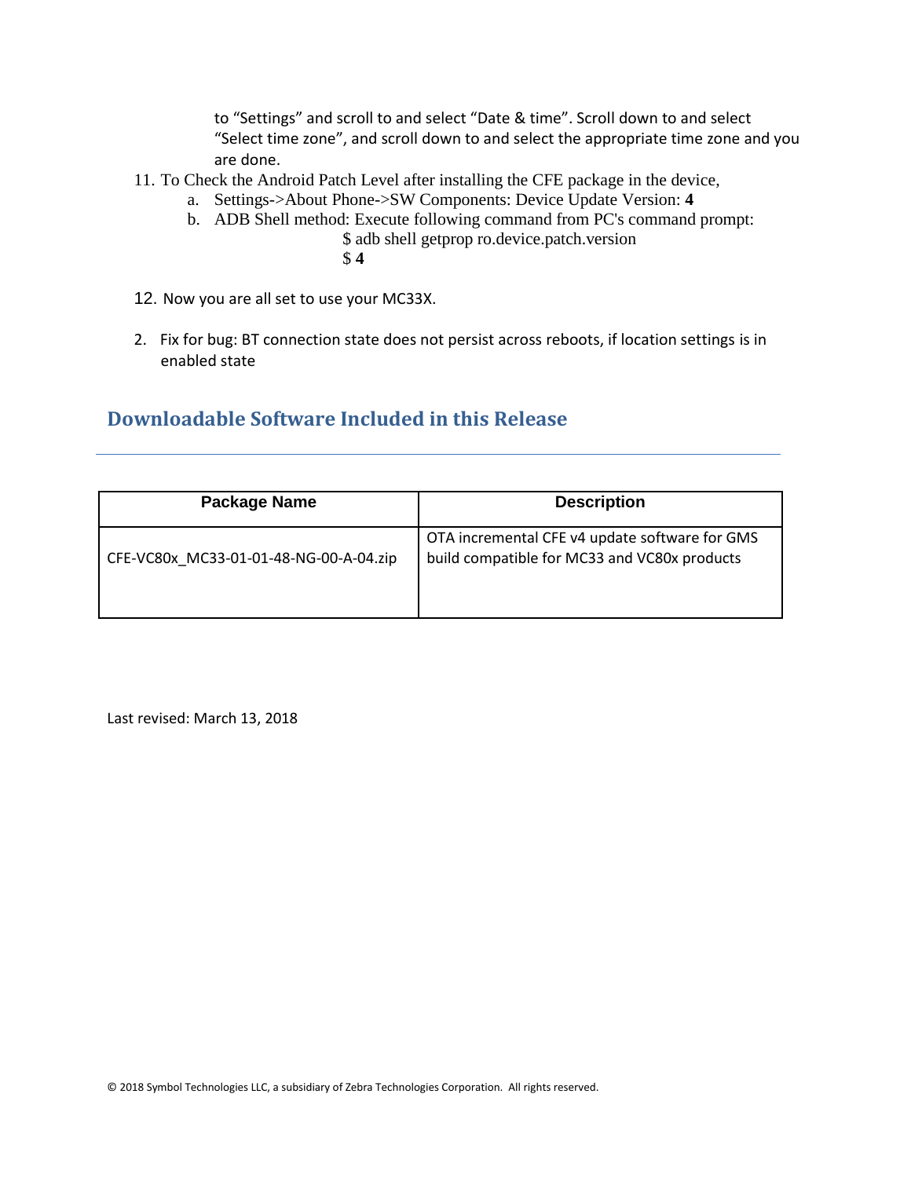to "Settings" and scroll to and select "Date & time". Scroll down to and select "Select time zone", and scroll down to and select the appropriate time zone and you are done.

11. To Check the Android Patch Level after installing the CFE package in the device,
    a. Settings->About Phone->SW Components: Device Update Version: **4**
    b. ADB Shell method: Execute following command from PC's command prompt:

       $ adb shell getprop ro.device.patch.version
       $ **4**

12. Now you are all set to use your MC33X.

2. Fix for bug: BT connection state does not persist across reboots, if location settings is in enabled state

## Downloadable Software Included in this Release

| Package Name | Description |
|---|---|
| CFE-VC80x_MC33-01-01-48-NG-00-A-04.zip | OTA incremental CFE v4 update software for GMS build compatible for MC33 and VC80x products |

Last revised: March 13, 2018

© 2018 Symbol Technologies LLC, a subsidiary of Zebra Technologies Corporation. All rights reserved.